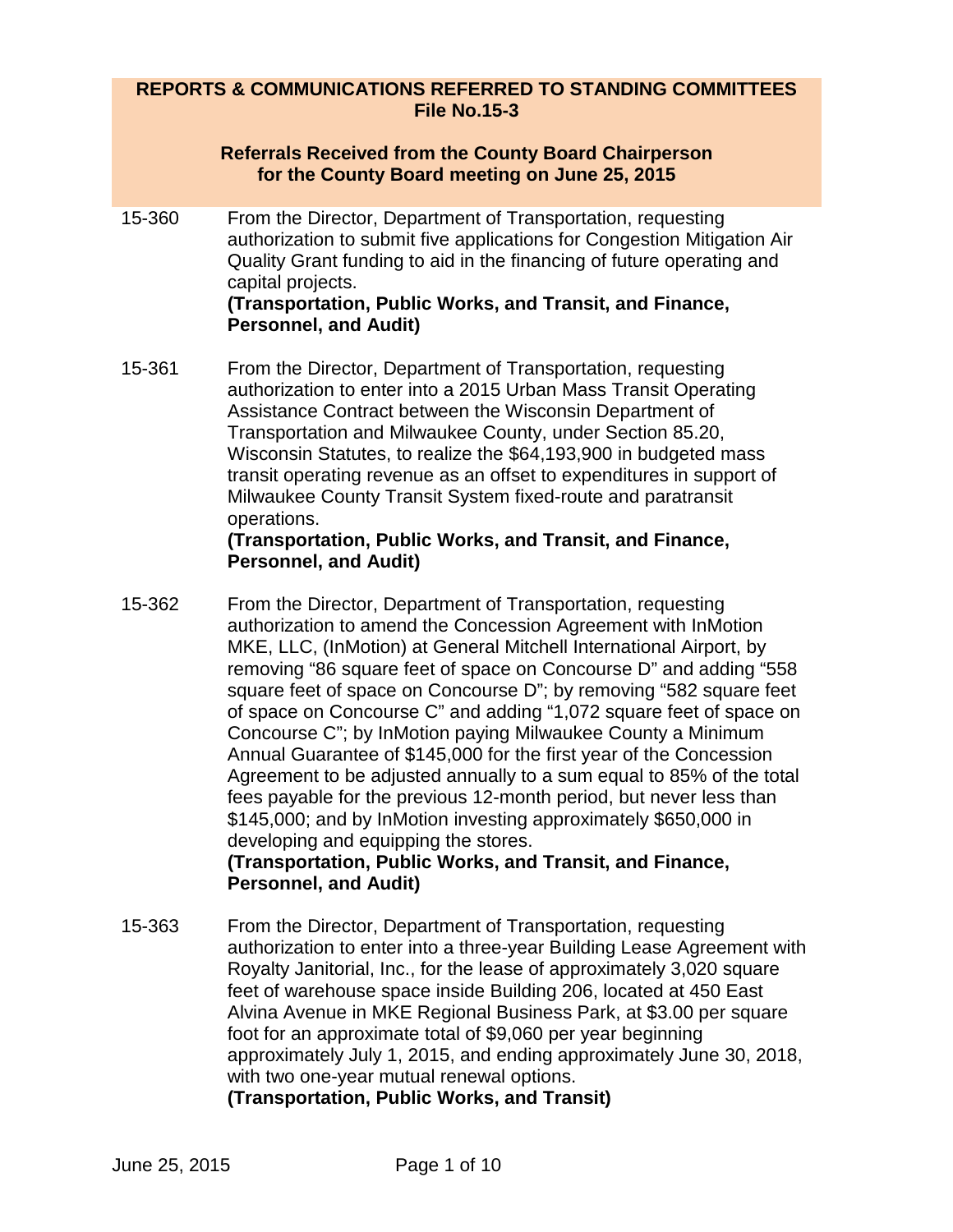## REPORTS & COMMUNICATIONS REFERRED TO STANDING COMMITTEES
## File No.15-3

### Referrals Received from the County Board Chairperson for the County Board meeting on June 25, 2015

15-360 From the Director, Department of Transportation, requesting authorization to submit five applications for Congestion Mitigation Air Quality Grant funding to aid in the financing of future operating and capital projects.
**(Transportation, Public Works, and Transit, and Finance, Personnel, and Audit)**

15-361 From the Director, Department of Transportation, requesting authorization to enter into a 2015 Urban Mass Transit Operating Assistance Contract between the Wisconsin Department of Transportation and Milwaukee County, under Section 85.20, Wisconsin Statutes, to realize the $64,193,900 in budgeted mass transit operating revenue as an offset to expenditures in support of Milwaukee County Transit System fixed-route and paratransit operations.
**(Transportation, Public Works, and Transit, and Finance, Personnel, and Audit)**

15-362 From the Director, Department of Transportation, requesting authorization to amend the Concession Agreement with InMotion MKE, LLC, (InMotion) at General Mitchell International Airport, by removing "86 square feet of space on Concourse D" and adding "558 square feet of space on Concourse D"; by removing "582 square feet of space on Concourse C" and adding "1,072 square feet of space on Concourse C"; by InMotion paying Milwaukee County a Minimum Annual Guarantee of $145,000 for the first year of the Concession Agreement to be adjusted annually to a sum equal to 85% of the total fees payable for the previous 12-month period, but never less than $145,000; and by InMotion investing approximately $650,000 in developing and equipping the stores.
**(Transportation, Public Works, and Transit, and Finance, Personnel, and Audit)**

15-363 From the Director, Department of Transportation, requesting authorization to enter into a three-year Building Lease Agreement with Royalty Janitorial, Inc., for the lease of approximately 3,020 square feet of warehouse space inside Building 206, located at 450 East Alvina Avenue in MKE Regional Business Park, at $3.00 per square foot for an approximate total of $9,060 per year beginning approximately July 1, 2015, and ending approximately June 30, 2018, with two one-year mutual renewal options.
**(Transportation, Public Works, and Transit)**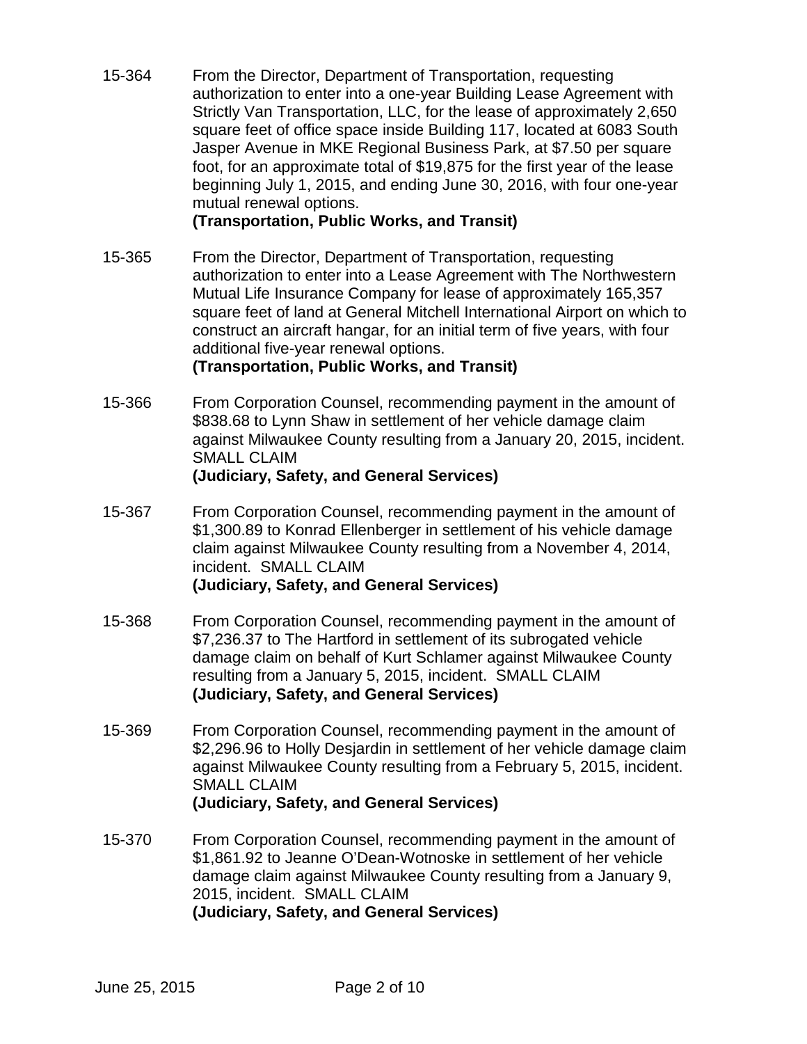15-364 From the Director, Department of Transportation, requesting authorization to enter into a one-year Building Lease Agreement with Strictly Van Transportation, LLC, for the lease of approximately 2,650 square feet of office space inside Building 117, located at 6083 South Jasper Avenue in MKE Regional Business Park, at $7.50 per square foot, for an approximate total of $19,875 for the first year of the lease beginning July 1, 2015, and ending June 30, 2016, with four one-year mutual renewal options.
**(Transportation, Public Works, and Transit)**

15-365 From the Director, Department of Transportation, requesting authorization to enter into a Lease Agreement with The Northwestern Mutual Life Insurance Company for lease of approximately 165,357 square feet of land at General Mitchell International Airport on which to construct an aircraft hangar, for an initial term of five years, with four additional five-year renewal options.
**(Transportation, Public Works, and Transit)**

15-366 From Corporation Counsel, recommending payment in the amount of $838.68 to Lynn Shaw in settlement of her vehicle damage claim against Milwaukee County resulting from a January 20, 2015, incident. SMALL CLAIM
**(Judiciary, Safety, and General Services)**

15-367 From Corporation Counsel, recommending payment in the amount of $1,300.89 to Konrad Ellenberger in settlement of his vehicle damage claim against Milwaukee County resulting from a November 4, 2014, incident. SMALL CLAIM
**(Judiciary, Safety, and General Services)**

15-368 From Corporation Counsel, recommending payment in the amount of $7,236.37 to The Hartford in settlement of its subrogated vehicle damage claim on behalf of Kurt Schlamer against Milwaukee County resulting from a January 5, 2015, incident. SMALL CLAIM
**(Judiciary, Safety, and General Services)**

15-369 From Corporation Counsel, recommending payment in the amount of $2,296.96 to Holly Desjardin in settlement of her vehicle damage claim against Milwaukee County resulting from a February 5, 2015, incident. SMALL CLAIM
**(Judiciary, Safety, and General Services)**

15-370 From Corporation Counsel, recommending payment in the amount of $1,861.92 to Jeanne O'Dean-Wotnoske in settlement of her vehicle damage claim against Milwaukee County resulting from a January 9, 2015, incident. SMALL CLAIM
**(Judiciary, Safety, and General Services)**

June 25, 2015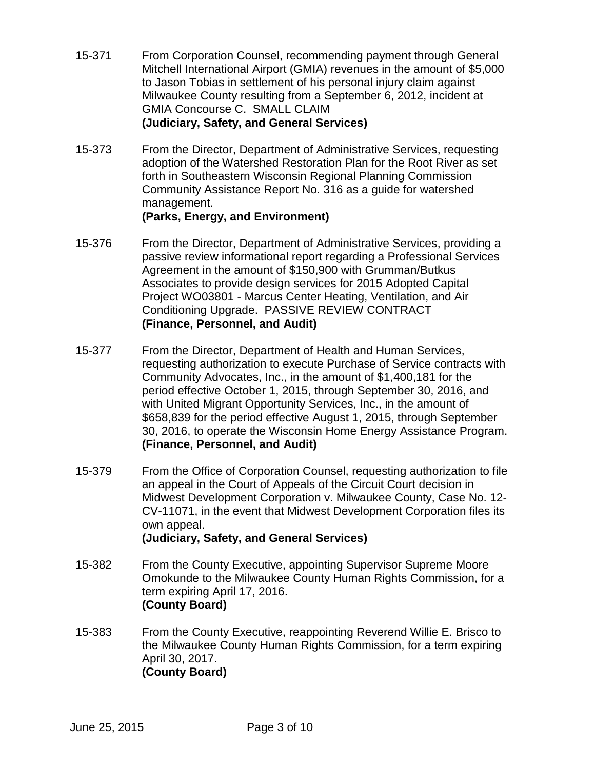15-371 From Corporation Counsel, recommending payment through General Mitchell International Airport (GMIA) revenues in the amount of $5,000 to Jason Tobias in settlement of his personal injury claim against Milwaukee County resulting from a September 6, 2012, incident at GMIA Concourse C. SMALL CLAIM
**(Judiciary, Safety, and General Services)**

15-373 From the Director, Department of Administrative Services, requesting adoption of the Watershed Restoration Plan for the Root River as set forth in Southeastern Wisconsin Regional Planning Commission Community Assistance Report No. 316 as a guide for watershed management.
**(Parks, Energy, and Environment)**

15-376 From the Director, Department of Administrative Services, providing a passive review informational report regarding a Professional Services Agreement in the amount of $150,900 with Grumman/Butkus Associates to provide design services for 2015 Adopted Capital Project WO03801 - Marcus Center Heating, Ventilation, and Air Conditioning Upgrade. PASSIVE REVIEW CONTRACT
**(Finance, Personnel, and Audit)**

15-377 From the Director, Department of Health and Human Services, requesting authorization to execute Purchase of Service contracts with Community Advocates, Inc., in the amount of $1,400,181 for the period effective October 1, 2015, through September 30, 2016, and with United Migrant Opportunity Services, Inc., in the amount of $658,839 for the period effective August 1, 2015, through September 30, 2016, to operate the Wisconsin Home Energy Assistance Program.
**(Finance, Personnel, and Audit)**

15-379 From the Office of Corporation Counsel, requesting authorization to file an appeal in the Court of Appeals of the Circuit Court decision in Midwest Development Corporation v. Milwaukee County, Case No. 12-CV-11071, in the event that Midwest Development Corporation files its own appeal.
**(Judiciary, Safety, and General Services)**

15-382 From the County Executive, appointing Supervisor Supreme Moore Omokunde to the Milwaukee County Human Rights Commission, for a term expiring April 17, 2016.
**(County Board)**

15-383 From the County Executive, reappointing Reverend Willie E. Brisco to the Milwaukee County Human Rights Commission, for a term expiring April 30, 2017.
**(County Board)**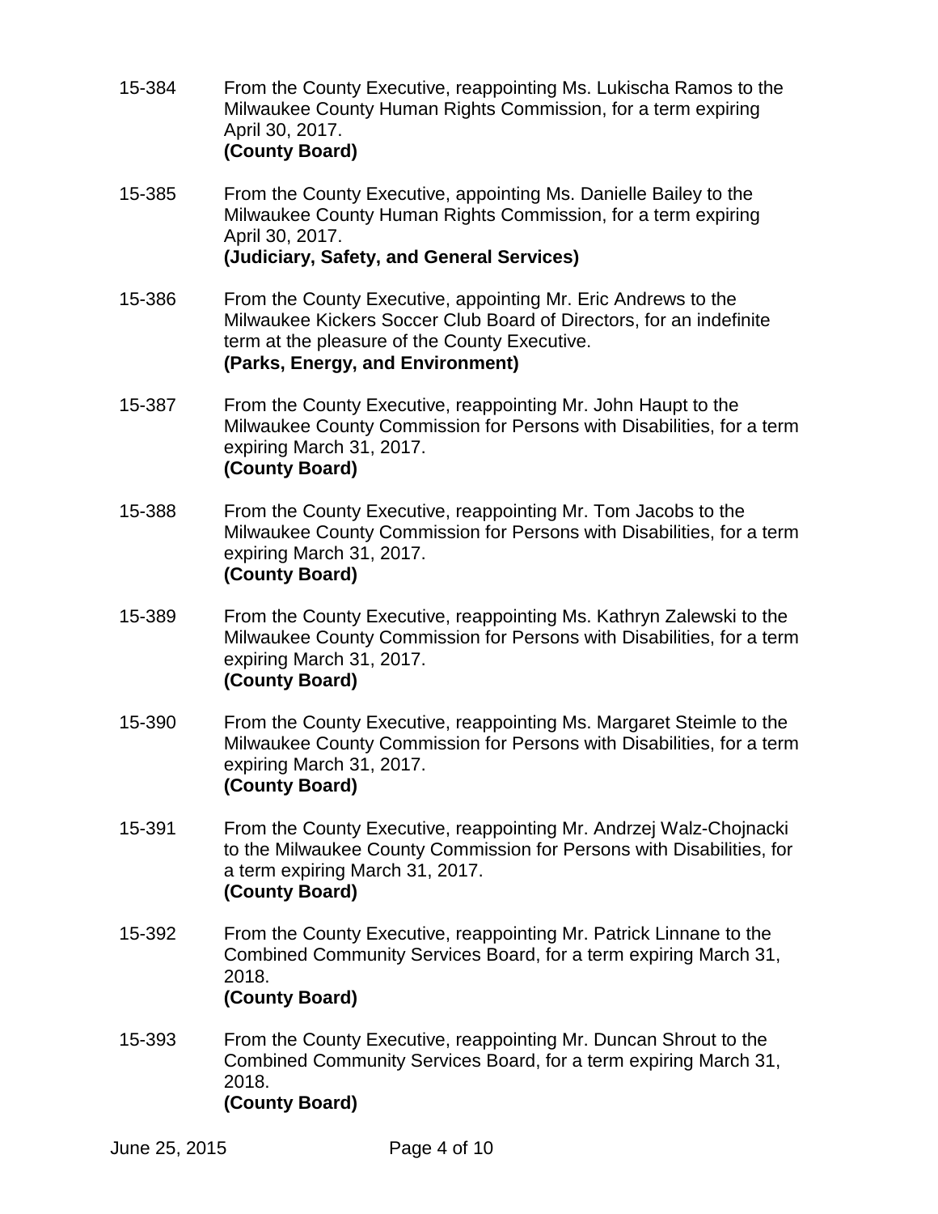15-384 From the County Executive, reappointing Ms. Lukischa Ramos to the Milwaukee County Human Rights Commission, for a term expiring April 30, 2017.
**(County Board)**

15-385 From the County Executive, appointing Ms. Danielle Bailey to the Milwaukee County Human Rights Commission, for a term expiring April 30, 2017.
**(Judiciary, Safety, and General Services)**

15-386 From the County Executive, appointing Mr. Eric Andrews to the Milwaukee Kickers Soccer Club Board of Directors, for an indefinite term at the pleasure of the County Executive.
**(Parks, Energy, and Environment)**

15-387 From the County Executive, reappointing Mr. John Haupt to the Milwaukee County Commission for Persons with Disabilities, for a term expiring March 31, 2017.
**(County Board)**

15-388 From the County Executive, reappointing Mr. Tom Jacobs to the Milwaukee County Commission for Persons with Disabilities, for a term expiring March 31, 2017.
**(County Board)**

15-389 From the County Executive, reappointing Ms. Kathryn Zalewski to the Milwaukee County Commission for Persons with Disabilities, for a term expiring March 31, 2017.
**(County Board)**

15-390 From the County Executive, reappointing Ms. Margaret Steimle to the Milwaukee County Commission for Persons with Disabilities, for a term expiring March 31, 2017.
**(County Board)**

15-391 From the County Executive, reappointing Mr. Andrzej Walz-Chojnacki to the Milwaukee County Commission for Persons with Disabilities, for a term expiring March 31, 2017.
**(County Board)**

15-392 From the County Executive, reappointing Mr. Patrick Linnane to the Combined Community Services Board, for a term expiring March 31, 2018.
**(County Board)**

15-393 From the County Executive, reappointing Mr. Duncan Shrout to the Combined Community Services Board, for a term expiring March 31, 2018.
**(County Board)**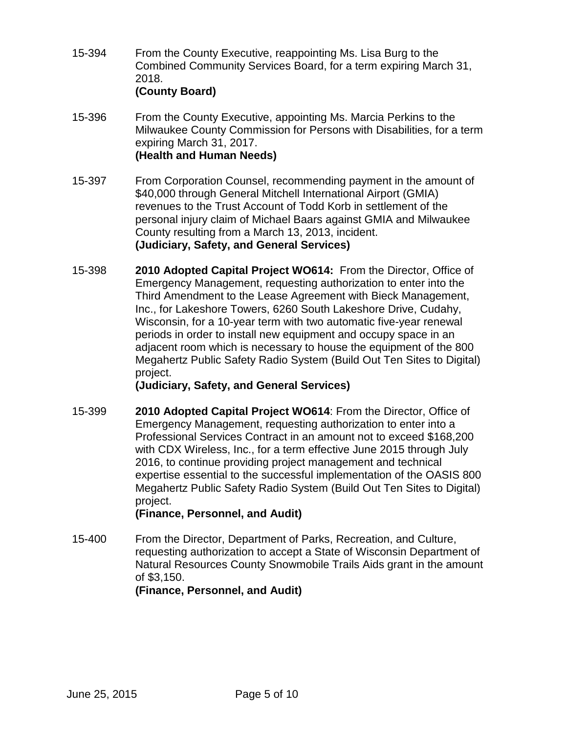15-394 From the County Executive, reappointing Ms. Lisa Burg to the Combined Community Services Board, for a term expiring March 31, 2018.
**(County Board)**

15-396 From the County Executive, appointing Ms. Marcia Perkins to the Milwaukee County Commission for Persons with Disabilities, for a term expiring March 31, 2017.
**(Health and Human Needs)**

15-397 From Corporation Counsel, recommending payment in the amount of $40,000 through General Mitchell International Airport (GMIA) revenues to the Trust Account of Todd Korb in settlement of the personal injury claim of Michael Baars against GMIA and Milwaukee County resulting from a March 13, 2013, incident.
**(Judiciary, Safety, and General Services)**

15-398 **2010 Adopted Capital Project WO614:** From the Director, Office of Emergency Management, requesting authorization to enter into the Third Amendment to the Lease Agreement with Bieck Management, Inc., for Lakeshore Towers, 6260 South Lakeshore Drive, Cudahy, Wisconsin, for a 10-year term with two automatic five-year renewal periods in order to install new equipment and occupy space in an adjacent room which is necessary to house the equipment of the 800 Megahertz Public Safety Radio System (Build Out Ten Sites to Digital) project.
**(Judiciary, Safety, and General Services)**

15-399 **2010 Adopted Capital Project WO614**: From the Director, Office of Emergency Management, requesting authorization to enter into a Professional Services Contract in an amount not to exceed $168,200 with CDX Wireless, Inc., for a term effective June 2015 through July 2016, to continue providing project management and technical expertise essential to the successful implementation of the OASIS 800 Megahertz Public Safety Radio System (Build Out Ten Sites to Digital) project.
**(Finance, Personnel, and Audit)**

15-400 From the Director, Department of Parks, Recreation, and Culture, requesting authorization to accept a State of Wisconsin Department of Natural Resources County Snowmobile Trails Aids grant in the amount of $3,150.
**(Finance, Personnel, and Audit)**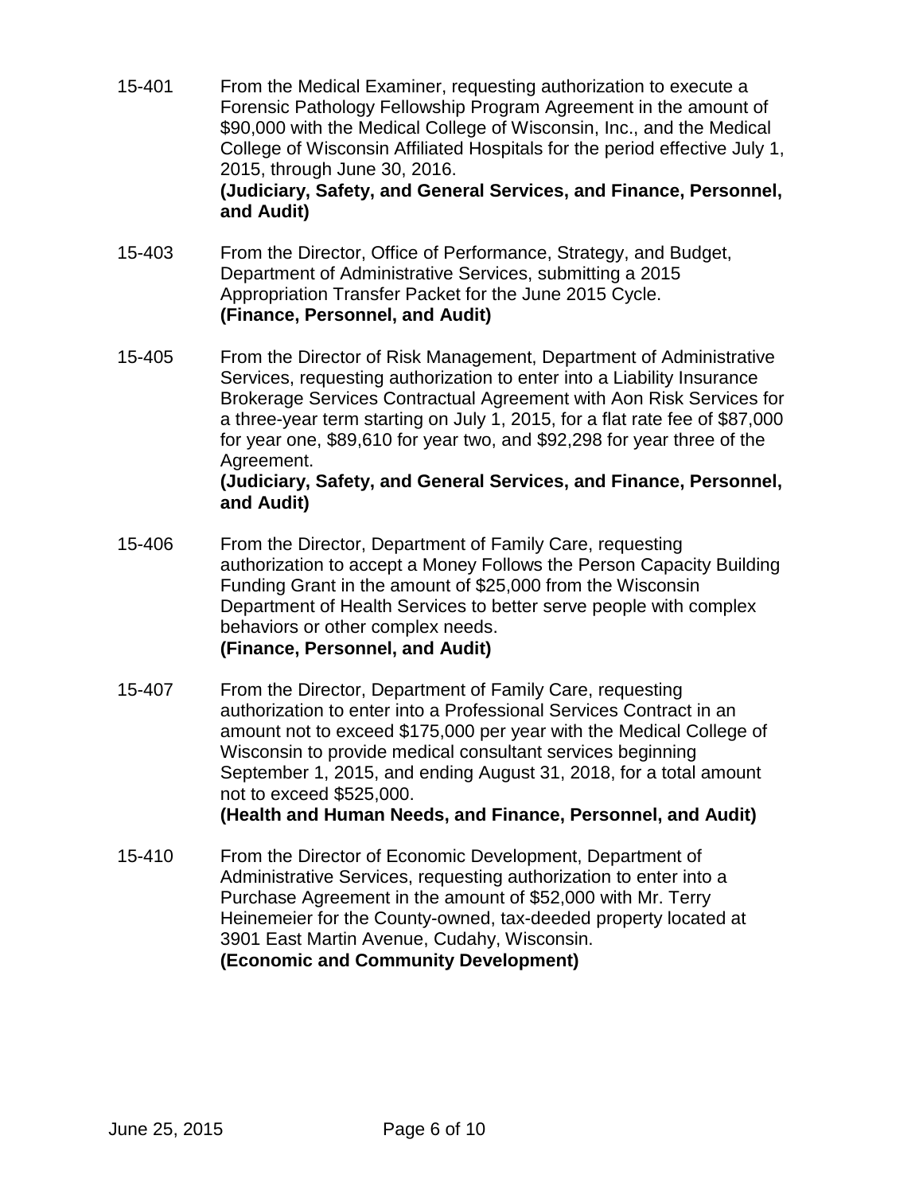15-401 From the Medical Examiner, requesting authorization to execute a Forensic Pathology Fellowship Program Agreement in the amount of $90,000 with the Medical College of Wisconsin, Inc., and the Medical College of Wisconsin Affiliated Hospitals for the period effective July 1, 2015, through June 30, 2016.
**(Judiciary, Safety, and General Services, and Finance, Personnel, and Audit)**

15-403 From the Director, Office of Performance, Strategy, and Budget, Department of Administrative Services, submitting a 2015 Appropriation Transfer Packet for the June 2015 Cycle.
**(Finance, Personnel, and Audit)**

15-405 From the Director of Risk Management, Department of Administrative Services, requesting authorization to enter into a Liability Insurance Brokerage Services Contractual Agreement with Aon Risk Services for a three-year term starting on July 1, 2015, for a flat rate fee of $87,000 for year one, $89,610 for year two, and $92,298 for year three of the Agreement.
**(Judiciary, Safety, and General Services, and Finance, Personnel, and Audit)**

15-406 From the Director, Department of Family Care, requesting authorization to accept a Money Follows the Person Capacity Building Funding Grant in the amount of $25,000 from the Wisconsin Department of Health Services to better serve people with complex behaviors or other complex needs.
**(Finance, Personnel, and Audit)**

15-407 From the Director, Department of Family Care, requesting authorization to enter into a Professional Services Contract in an amount not to exceed $175,000 per year with the Medical College of Wisconsin to provide medical consultant services beginning September 1, 2015, and ending August 31, 2018, for a total amount not to exceed $525,000.
**(Health and Human Needs, and Finance, Personnel, and Audit)**

15-410 From the Director of Economic Development, Department of Administrative Services, requesting authorization to enter into a Purchase Agreement in the amount of $52,000 with Mr. Terry Heinemeier for the County-owned, tax-deeded property located at 3901 East Martin Avenue, Cudahy, Wisconsin.
**(Economic and Community Development)**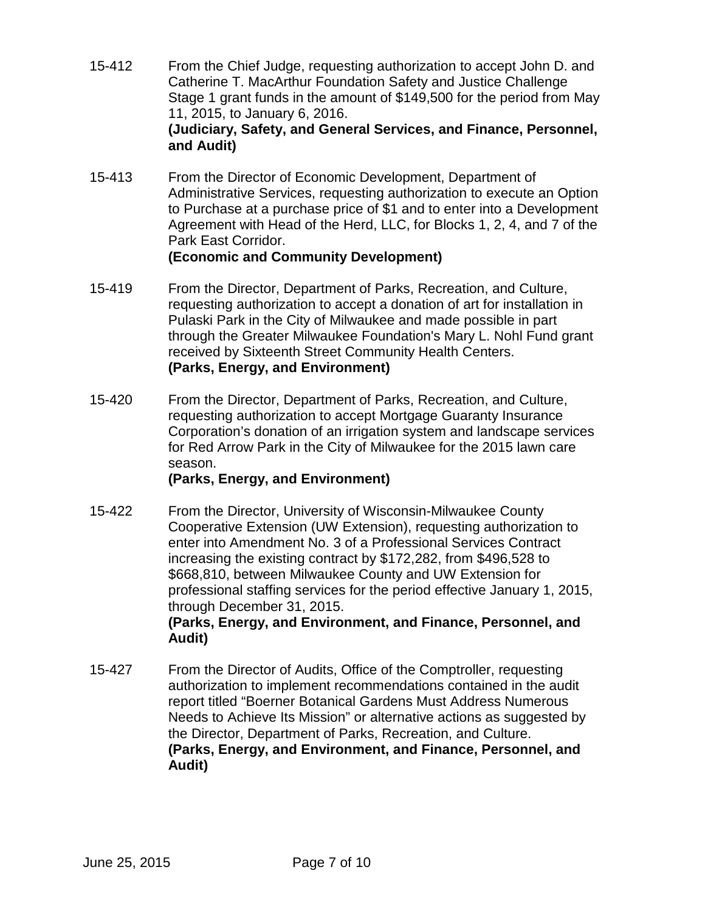15-412 From the Chief Judge, requesting authorization to accept John D. and Catherine T. MacArthur Foundation Safety and Justice Challenge Stage 1 grant funds in the amount of $149,500 for the period from May 11, 2015, to January 6, 2016.
**(Judiciary, Safety, and General Services, and Finance, Personnel, and Audit)**

15-413 From the Director of Economic Development, Department of Administrative Services, requesting authorization to execute an Option to Purchase at a purchase price of $1 and to enter into a Development Agreement with Head of the Herd, LLC, for Blocks 1, 2, 4, and 7 of the Park East Corridor.
**(Economic and Community Development)**

15-419 From the Director, Department of Parks, Recreation, and Culture, requesting authorization to accept a donation of art for installation in Pulaski Park in the City of Milwaukee and made possible in part through the Greater Milwaukee Foundation's Mary L. Nohl Fund grant received by Sixteenth Street Community Health Centers.
**(Parks, Energy, and Environment)**

15-420 From the Director, Department of Parks, Recreation, and Culture, requesting authorization to accept Mortgage Guaranty Insurance Corporation's donation of an irrigation system and landscape services for Red Arrow Park in the City of Milwaukee for the 2015 lawn care season.
**(Parks, Energy, and Environment)**

15-422 From the Director, University of Wisconsin-Milwaukee County Cooperative Extension (UW Extension), requesting authorization to enter into Amendment No. 3 of a Professional Services Contract increasing the existing contract by $172,282, from $496,528 to $668,810, between Milwaukee County and UW Extension for professional staffing services for the period effective January 1, 2015, through December 31, 2015.
**(Parks, Energy, and Environment, and Finance, Personnel, and Audit)**

15-427 From the Director of Audits, Office of the Comptroller, requesting authorization to implement recommendations contained in the audit report titled "Boerner Botanical Gardens Must Address Numerous Needs to Achieve Its Mission" or alternative actions as suggested by the Director, Department of Parks, Recreation, and Culture.
**(Parks, Energy, and Environment, and Finance, Personnel, and Audit)**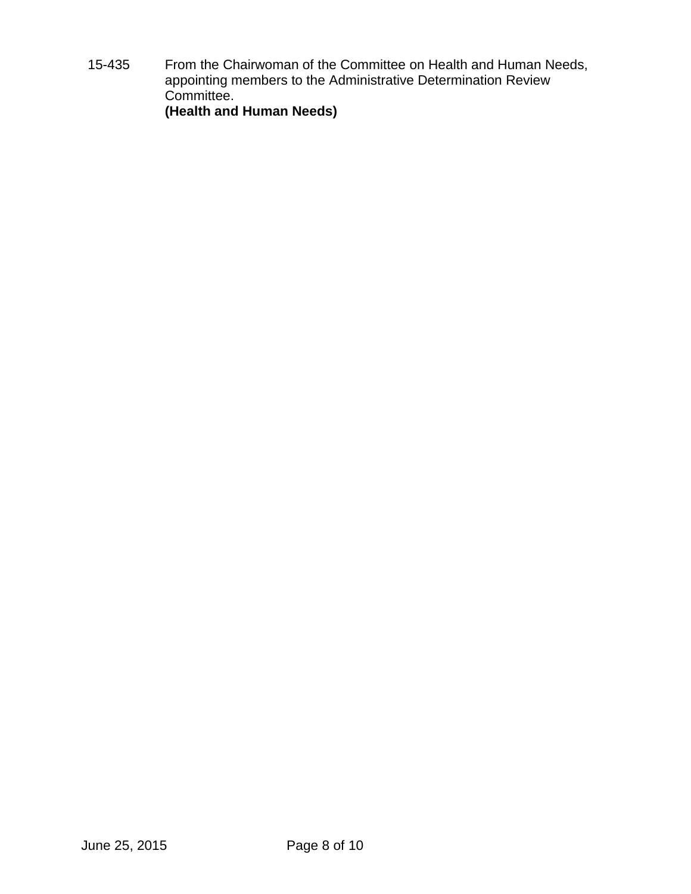15-435 From the Chairwoman of the Committee on Health and Human Needs, appointing members to the Administrative Determination Review Committee.
**(Health and Human Needs)**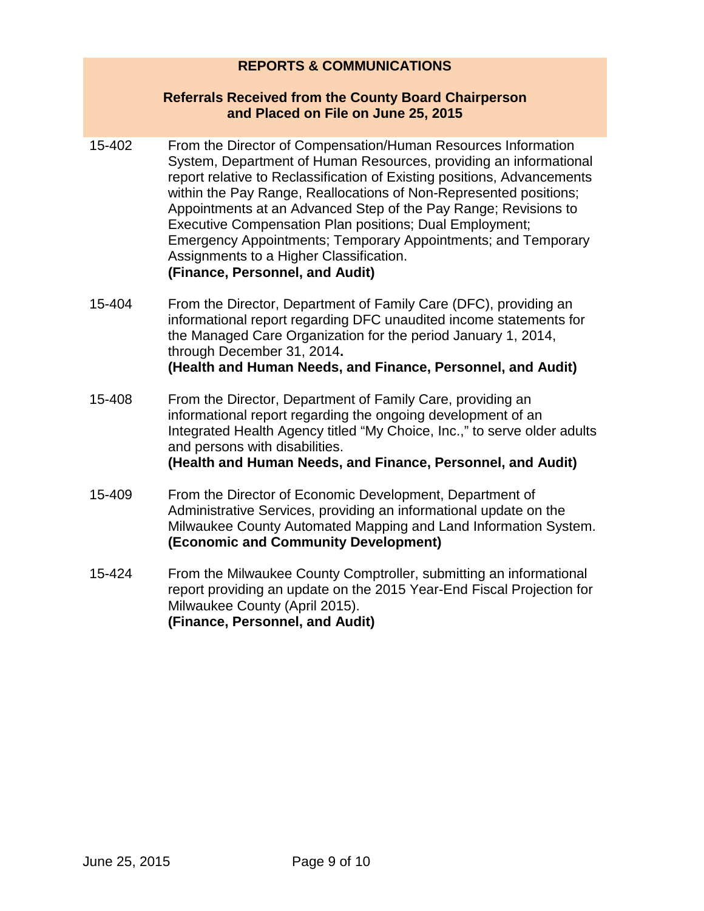## REPORTS & COMMUNICATIONS

### Referrals Received from the County Board Chairperson and Placed on File on June 25, 2015

15-402 From the Director of Compensation/Human Resources Information System, Department of Human Resources, providing an informational report relative to Reclassification of Existing positions, Advancements within the Pay Range, Reallocations of Non-Represented positions; Appointments at an Advanced Step of the Pay Range; Revisions to Executive Compensation Plan positions; Dual Employment; Emergency Appointments; Temporary Appointments; and Temporary Assignments to a Higher Classification.
**(Finance, Personnel, and Audit)**

15-404 From the Director, Department of Family Care (DFC), providing an informational report regarding DFC unaudited income statements for the Managed Care Organization for the period January 1, 2014, through December 31, 2014**.**
**(Health and Human Needs, and Finance, Personnel, and Audit)**

15-408 From the Director, Department of Family Care, providing an informational report regarding the ongoing development of an Integrated Health Agency titled "My Choice, Inc.," to serve older adults and persons with disabilities.
**(Health and Human Needs, and Finance, Personnel, and Audit)**

15-409 From the Director of Economic Development, Department of Administrative Services, providing an informational update on the Milwaukee County Automated Mapping and Land Information System.
**(Economic and Community Development)**

15-424 From the Milwaukee County Comptroller, submitting an informational report providing an update on the 2015 Year-End Fiscal Projection for Milwaukee County (April 2015).
**(Finance, Personnel, and Audit)**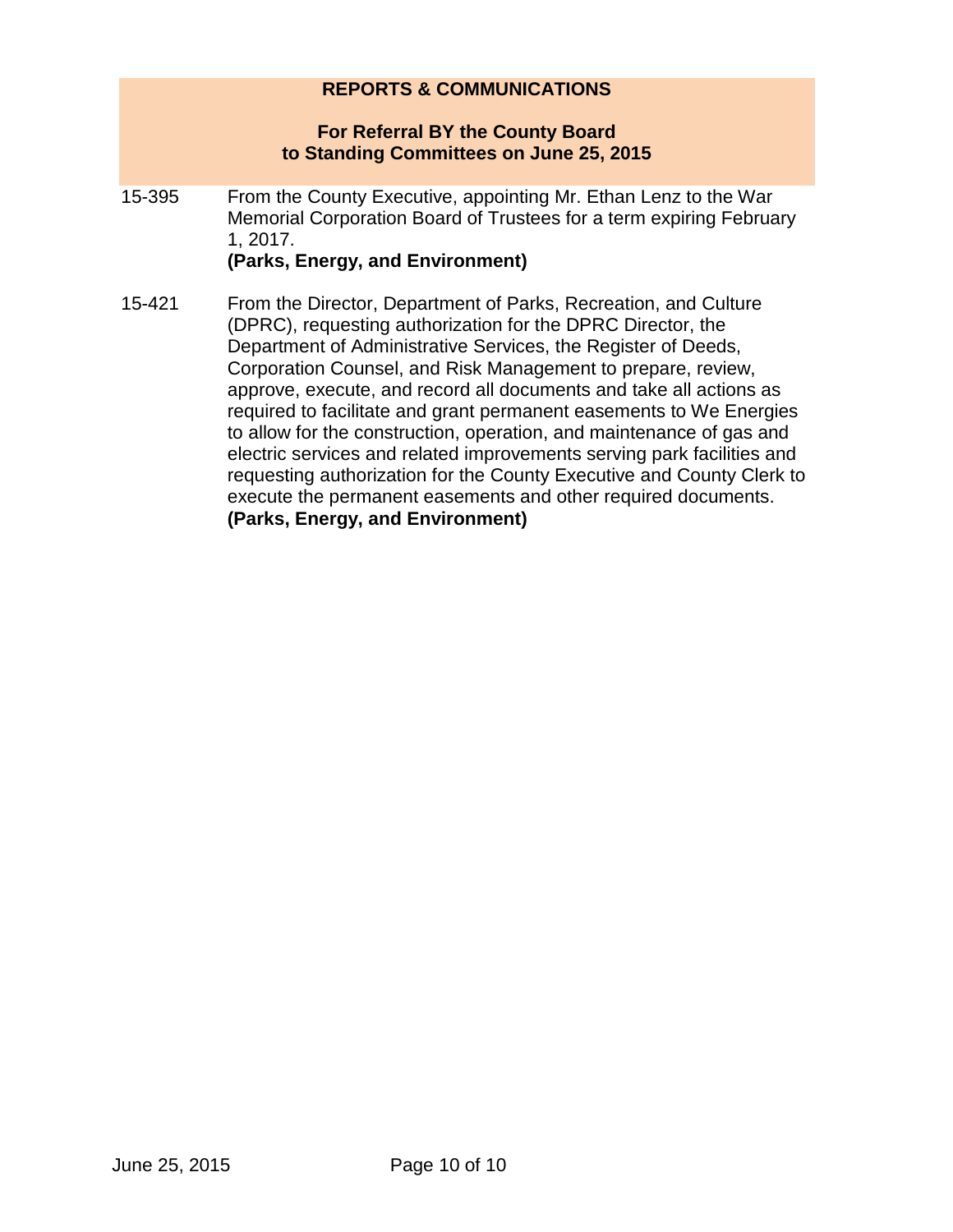## REPORTS & COMMUNICATIONS

### For Referral BY the County Board to Standing Committees on June 25, 2015

15-395 From the County Executive, appointing Mr. Ethan Lenz to the War Memorial Corporation Board of Trustees for a term expiring February 1, 2017.
**(Parks, Energy, and Environment)**

15-421 From the Director, Department of Parks, Recreation, and Culture (DPRC), requesting authorization for the DPRC Director, the Department of Administrative Services, the Register of Deeds, Corporation Counsel, and Risk Management to prepare, review, approve, execute, and record all documents and take all actions as required to facilitate and grant permanent easements to We Energies to allow for the construction, operation, and maintenance of gas and electric services and related improvements serving park facilities and requesting authorization for the County Executive and County Clerk to execute the permanent easements and other required documents.
**(Parks, Energy, and Environment)**